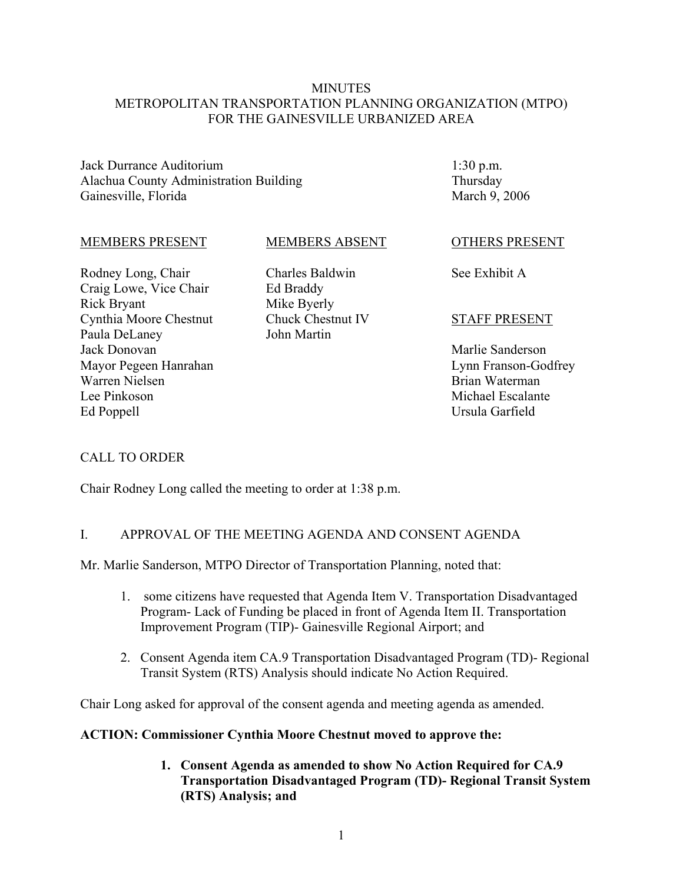# MINUTES
# METROPOLITAN TRANSPORTATION PLANNING ORGANIZATION (MTPO) FOR THE GAINESVILLE URBANIZED AREA

Jack Durrance Auditorium
Alachua County Administration Building
Gainesville, Florida

1:30 p.m.
Thursday
March 9, 2006

| MEMBERS PRESENT | MEMBERS ABSENT | OTHERS PRESENT |
|---|---|---|
| Rodney Long, Chair | Charles Baldwin | See Exhibit A |
| Craig Lowe, Vice Chair | Ed Braddy | |
| Rick Bryant | Mike Byerly | |
| Cynthia Moore Chestnut | Chuck Chestnut IV | **STAFF PRESENT** |
| Paula DeLaney | John Martin | |
| Jack Donovan | | Marlie Sanderson |
| Mayor Pegeen Hanrahan | | Lynn Franson-Godfrey |
| Warren Nielsen | | Brian Waterman |
| Lee Pinkoson | | Michael Escalante |
| Ed Poppell | | Ursula Garfield |

## CALL TO ORDER

Chair Rodney Long called the meeting to order at 1:38 p.m.

## I. APPROVAL OF THE MEETING AGENDA AND CONSENT AGENDA

Mr. Marlie Sanderson, MTPO Director of Transportation Planning, noted that:

1. some citizens have requested that Agenda Item V. Transportation Disadvantaged Program- Lack of Funding be placed in front of Agenda Item II. Transportation Improvement Program (TIP)- Gainesville Regional Airport; and
2. Consent Agenda item CA.9 Transportation Disadvantaged Program (TD)- Regional Transit System (RTS) Analysis should indicate No Action Required.

Chair Long asked for approval of the consent agenda and meeting agenda as amended.

**ACTION: Commissioner Cynthia Moore Chestnut moved to approve the:**

1. **Consent Agenda as amended to show No Action Required for CA.9 Transportation Disadvantaged Program (TD)- Regional Transit System (RTS) Analysis; and**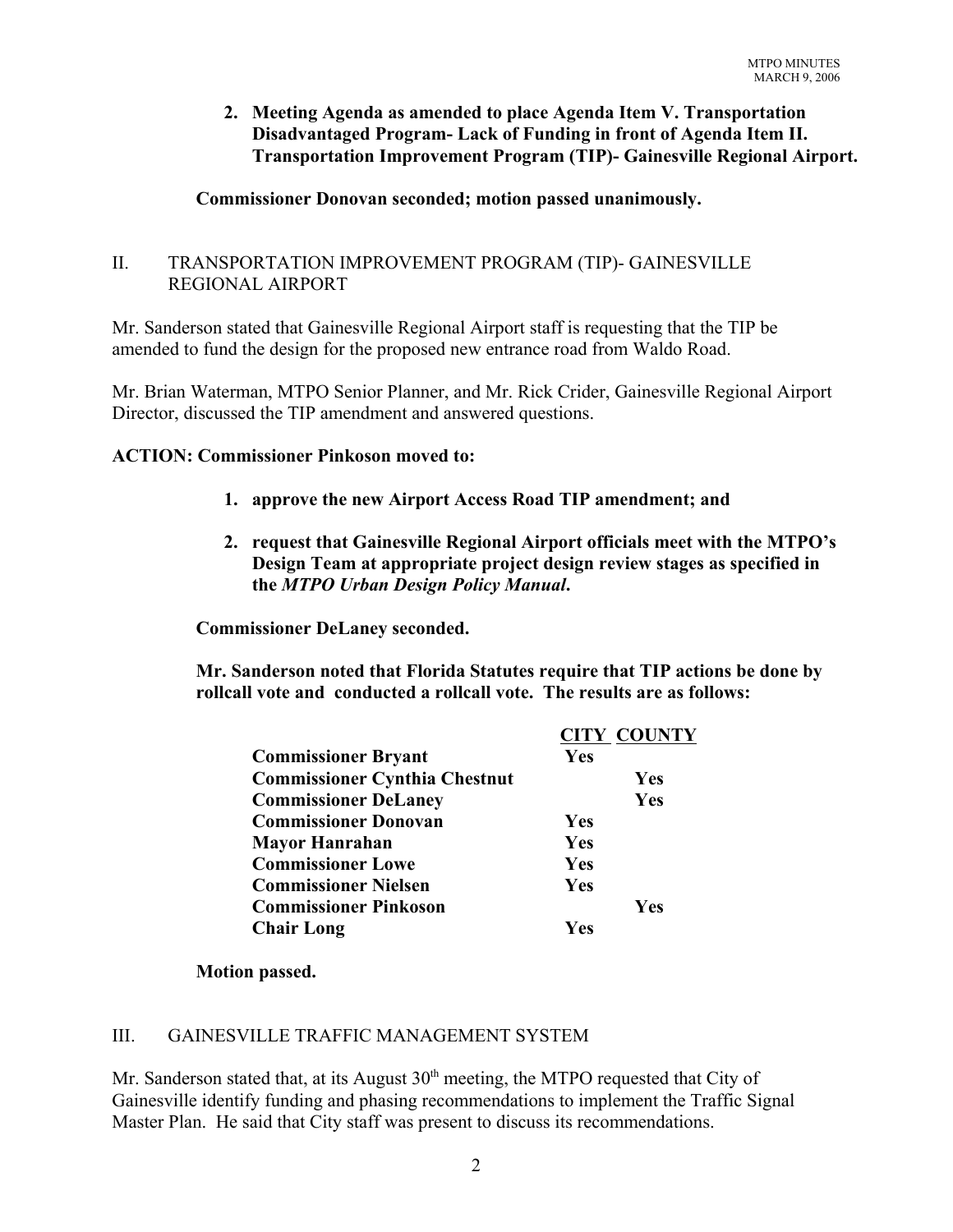**2. Meeting Agenda as amended to place Agenda Item V. Transportation Disadvantaged Program- Lack of Funding in front of Agenda Item II. Transportation Improvement Program (TIP)- Gainesville Regional Airport.**

**Commissioner Donovan seconded; motion passed unanimously.**

## II. TRANSPORTATION IMPROVEMENT PROGRAM (TIP)- GAINESVILLE REGIONAL AIRPORT

Mr. Sanderson stated that Gainesville Regional Airport staff is requesting that the TIP be amended to fund the design for the proposed new entrance road from Waldo Road.

Mr. Brian Waterman, MTPO Senior Planner, and Mr. Rick Crider, Gainesville Regional Airport Director, discussed the TIP amendment and answered questions.

**ACTION: Commissioner Pinkoson moved to:**

1. **approve the new Airport Access Road TIP amendment; and**
2. **request that Gainesville Regional Airport officials meet with the MTPO's Design Team at appropriate project design review stages as specified in the *MTPO Urban Design Policy Manual*.**

**Commissioner DeLaney seconded.**

**Mr. Sanderson noted that Florida Statutes require that TIP actions be done by rollcall vote and conducted a rollcall vote. The results are as follows:**

| | CITY | COUNTY |
|---|---|---|
| **Commissioner Bryant** | **Yes** | |
| **Commissioner Cynthia Chestnut** | | **Yes** |
| **Commissioner DeLaney** | | **Yes** |
| **Commissioner Donovan** | **Yes** | |
| **Mayor Hanrahan** | **Yes** | |
| **Commissioner Lowe** | **Yes** | |
| **Commissioner Nielsen** | **Yes** | |
| **Commissioner Pinkoson** | | **Yes** |
| **Chair Long** | **Yes** | |

**Motion passed.**

## III. GAINESVILLE TRAFFIC MANAGEMENT SYSTEM

Mr. Sanderson stated that, at its August 30th meeting, the MTPO requested that City of Gainesville identify funding and phasing recommendations to implement the Traffic Signal Master Plan. He said that City staff was present to discuss its recommendations.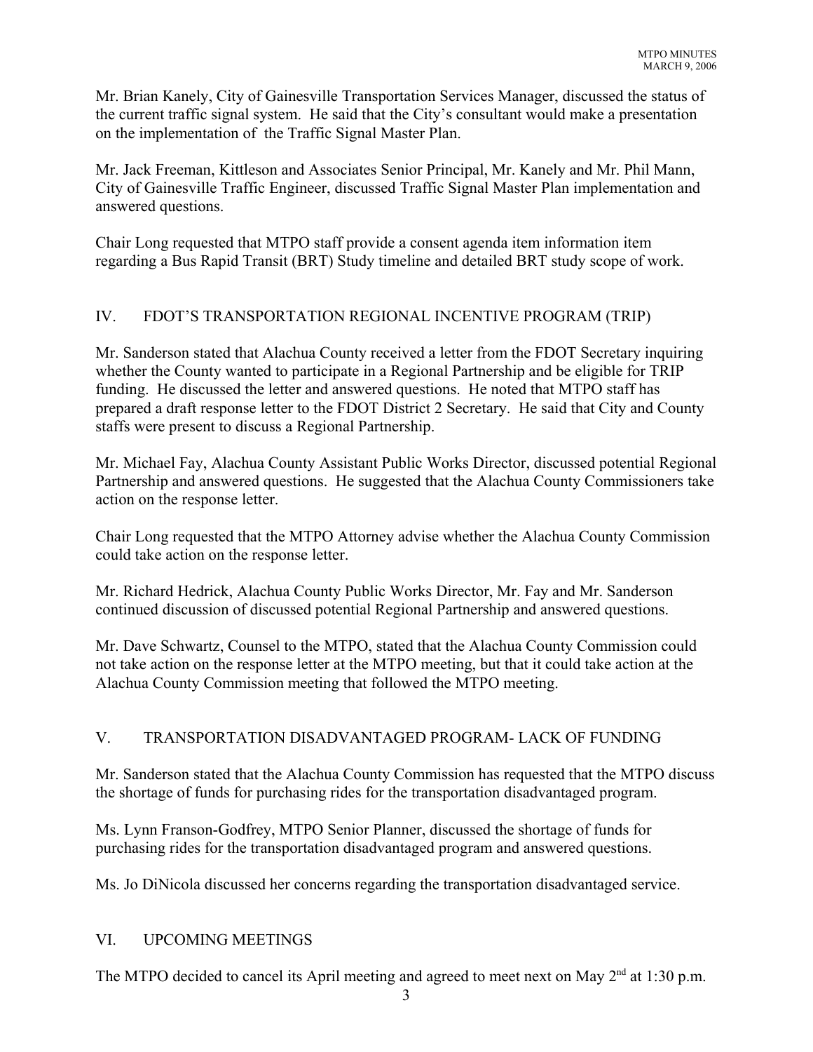Mr. Brian Kanely, City of Gainesville Transportation Services Manager, discussed the status of the current traffic signal system. He said that the City's consultant would make a presentation on the implementation of the Traffic Signal Master Plan.

Mr. Jack Freeman, Kittleson and Associates Senior Principal, Mr. Kanely and Mr. Phil Mann, City of Gainesville Traffic Engineer, discussed Traffic Signal Master Plan implementation and answered questions.

Chair Long requested that MTPO staff provide a consent agenda item information item regarding a Bus Rapid Transit (BRT) Study timeline and detailed BRT study scope of work.

## IV. FDOT'S TRANSPORTATION REGIONAL INCENTIVE PROGRAM (TRIP)

Mr. Sanderson stated that Alachua County received a letter from the FDOT Secretary inquiring whether the County wanted to participate in a Regional Partnership and be eligible for TRIP funding. He discussed the letter and answered questions. He noted that MTPO staff has prepared a draft response letter to the FDOT District 2 Secretary. He said that City and County staffs were present to discuss a Regional Partnership.

Mr. Michael Fay, Alachua County Assistant Public Works Director, discussed potential Regional Partnership and answered questions. He suggested that the Alachua County Commissioners take action on the response letter.

Chair Long requested that the MTPO Attorney advise whether the Alachua County Commission could take action on the response letter.

Mr. Richard Hedrick, Alachua County Public Works Director, Mr. Fay and Mr. Sanderson continued discussion of discussed potential Regional Partnership and answered questions.

Mr. Dave Schwartz, Counsel to the MTPO, stated that the Alachua County Commission could not take action on the response letter at the MTPO meeting, but that it could take action at the Alachua County Commission meeting that followed the MTPO meeting.

## V. TRANSPORTATION DISADVANTAGED PROGRAM- LACK OF FUNDING

Mr. Sanderson stated that the Alachua County Commission has requested that the MTPO discuss the shortage of funds for purchasing rides for the transportation disadvantaged program.

Ms. Lynn Franson-Godfrey, MTPO Senior Planner, discussed the shortage of funds for purchasing rides for the transportation disadvantaged program and answered questions.

Ms. Jo DiNicola discussed her concerns regarding the transportation disadvantaged service.

## VI. UPCOMING MEETINGS

The MTPO decided to cancel its April meeting and agreed to meet next on May 2nd at 1:30 p.m.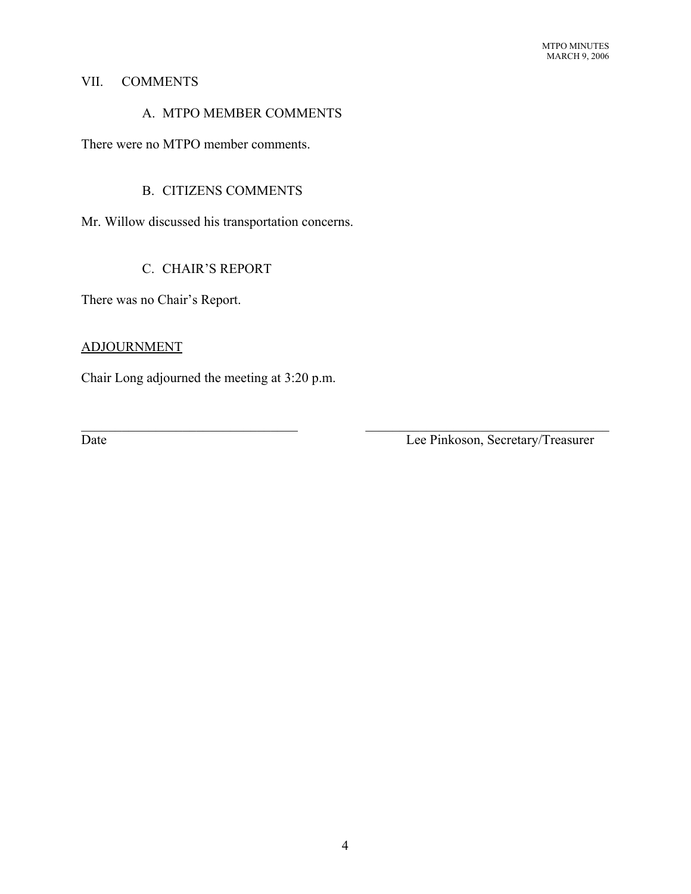## VII. COMMENTS

### A. MTPO MEMBER COMMENTS

There were no MTPO member comments.

### B. CITIZENS COMMENTS

Mr. Willow discussed his transportation concerns.

### C. CHAIR'S REPORT

There was no Chair's Report.

## ADJOURNMENT

Chair Long adjourned the meeting at 3:20 p.m.

| ______________________________ | ______________________________ |
|---|---|
| Date | Lee Pinkoson, Secretary/Treasurer |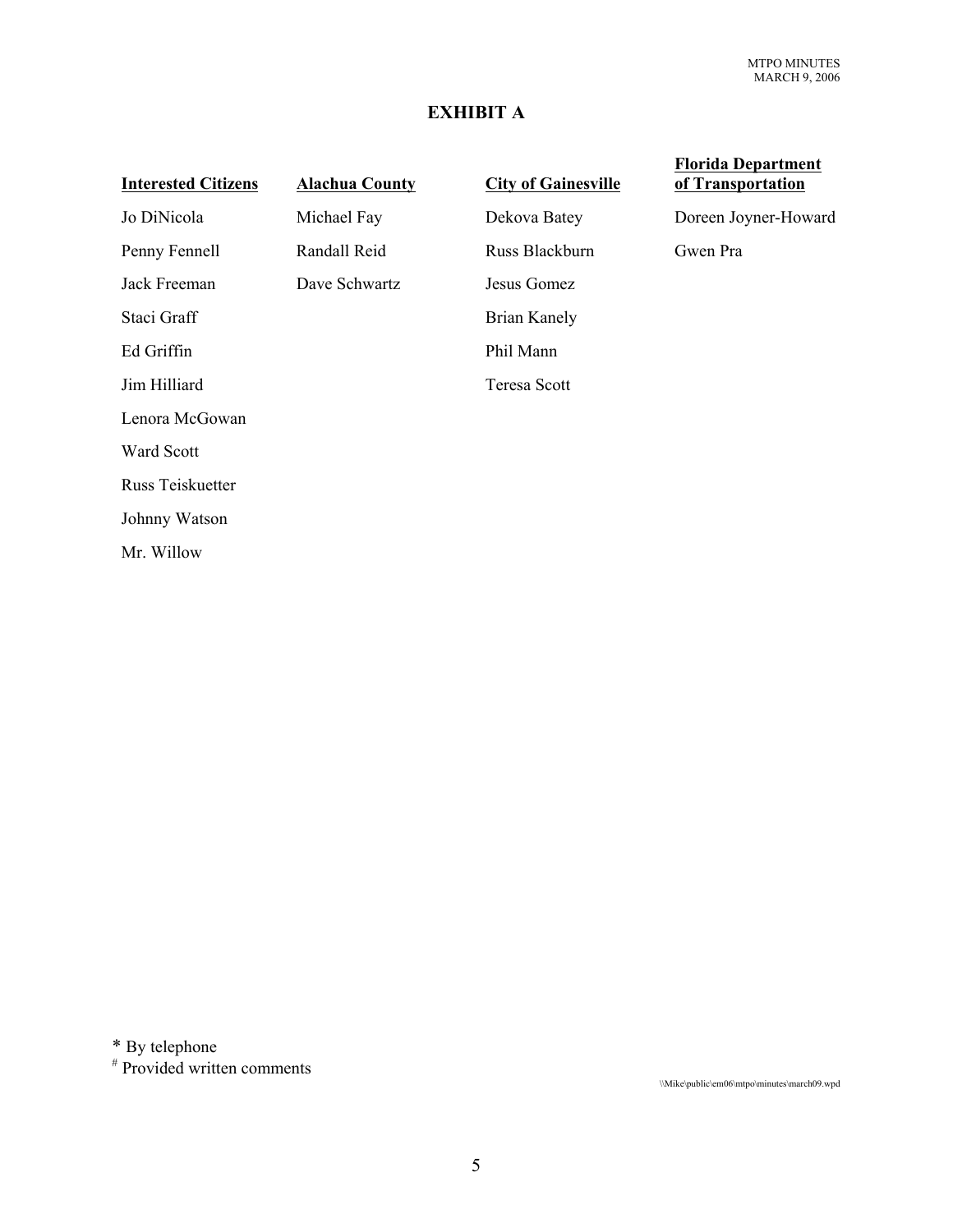# EXHIBIT A

| Interested Citizens | Alachua County | City of Gainesville | Florida Department of Transportation |
|---|---|---|---|
| Jo DiNicola | Michael Fay | Dekova Batey | Doreen Joyner-Howard |
| Penny Fennell | Randall Reid | Russ Blackburn | Gwen Pra |
| Jack Freeman | Dave Schwartz | Jesus Gomez | |
| Staci Graff | | Brian Kanely | |
| Ed Griffin | | Phil Mann | |
| Jim Hilliard | | Teresa Scott | |
| Lenora McGowan | | | |
| Ward Scott | | | |
| Russ Teiskuetter | | | |
| Johnny Watson | | | |
| Mr. Willow | | | |

* By telephone

# Provided written comments

\\Mike\public\em06\mtpo\minutes\march09.wpd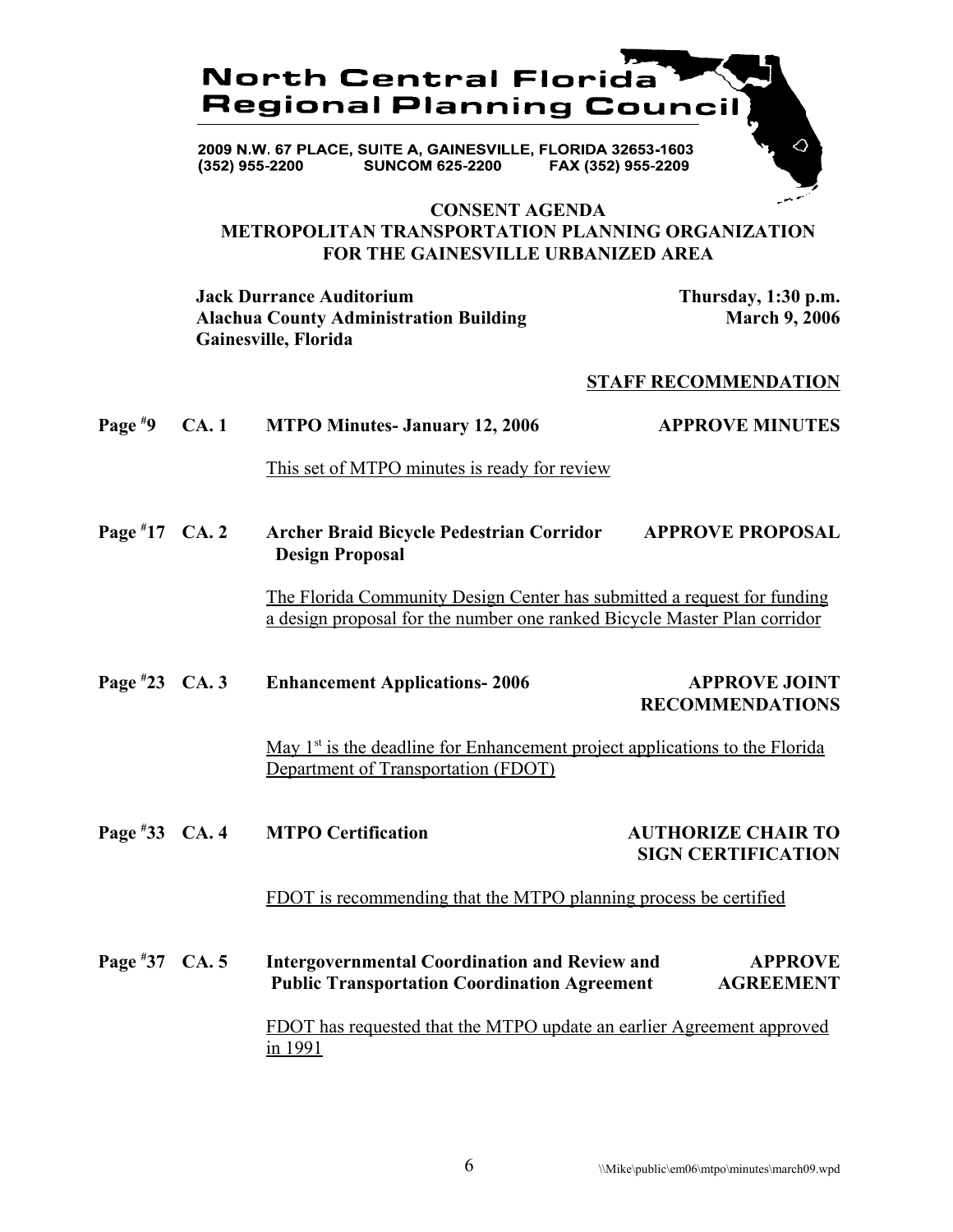# North Central Florida Regional Planning Council

2009 N.W. 67 PLACE, SUITE A, GAINESVILLE, FLORIDA 32653-1603
(352) 955-2200 SUNCOM 625-2200 FAX (352) 955-2209

## CONSENT AGENDA
## METROPOLITAN TRANSPORTATION PLANNING ORGANIZATION FOR THE GAINESVILLE URBANIZED AREA

**Jack Durrance Auditorium**
**Alachua County Administration Building**
**Gainesville, Florida**

**Thursday, 1:30 p.m.**
**March 9, 2006**

**STAFF RECOMMENDATION**

**Page #9 CA. 1 MTPO Minutes- January 12, 2006** — **APPROVE MINUTES**

This set of MTPO minutes is ready for review

**Page #17 CA. 2 Archer Braid Bicycle Pedestrian Corridor Design Proposal** — **APPROVE PROPOSAL**

The Florida Community Design Center has submitted a request for funding a design proposal for the number one ranked Bicycle Master Plan corridor

**Page #23 CA. 3 Enhancement Applications- 2006** — **APPROVE JOINT RECOMMENDATIONS**

May 1st is the deadline for Enhancement project applications to the Florida Department of Transportation (FDOT)

**Page #33 CA. 4 MTPO Certification** — **AUTHORIZE CHAIR TO SIGN CERTIFICATION**

FDOT is recommending that the MTPO planning process be certified

**Page #37 CA. 5 Intergovernmental Coordination and Review and Public Transportation Coordination Agreement** — **APPROVE AGREEMENT**

FDOT has requested that the MTPO update an earlier Agreement approved in 1991

\\Mike\public\em06\mtpo\minutes\march09.wpd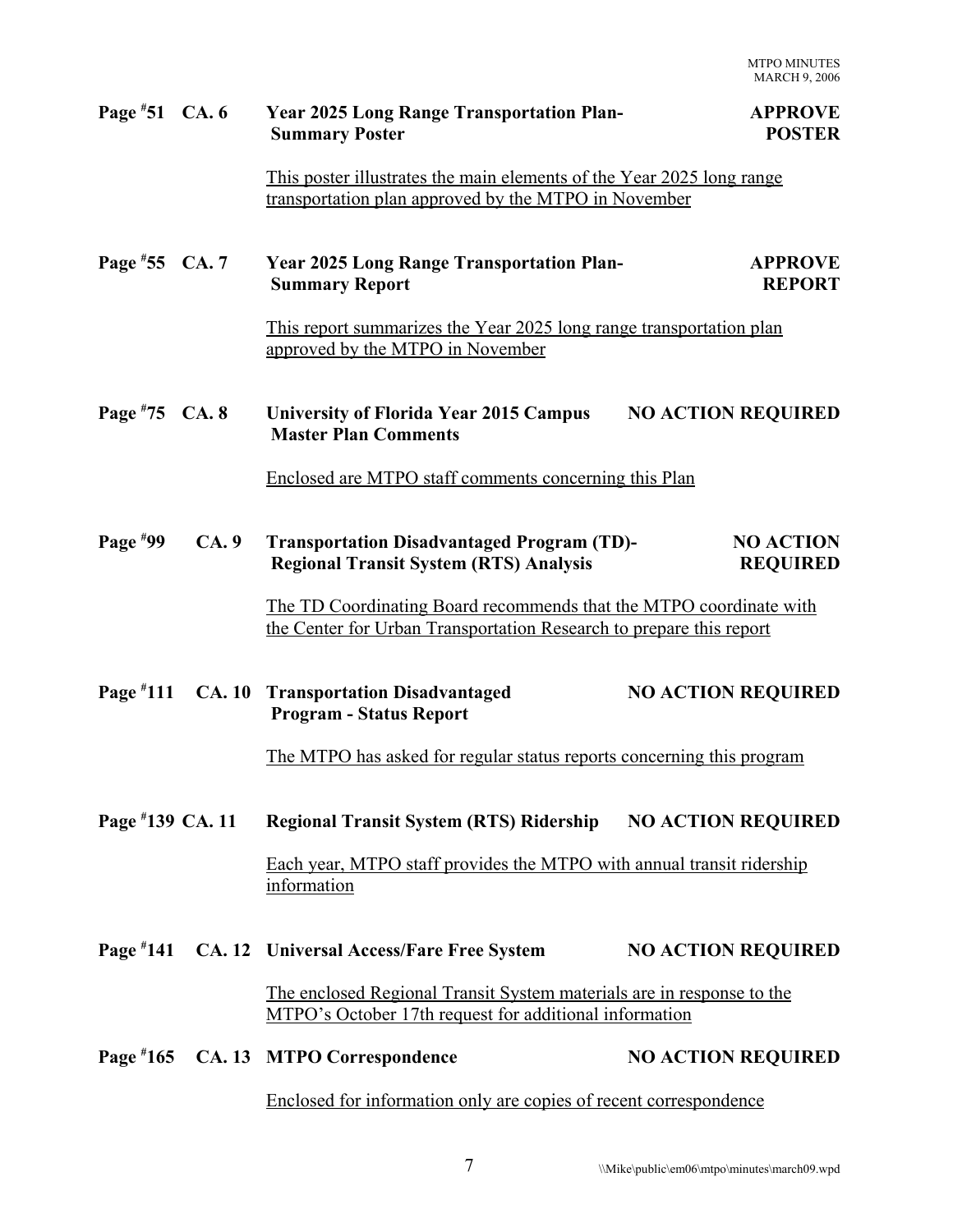**Page #51 CA. 6 Year 2025 Long Range Transportation Plan- Summary Poster** **APPROVE POSTER**

This poster illustrates the main elements of the Year 2025 long range transportation plan approved by the MTPO in November

**Page #55 CA. 7 Year 2025 Long Range Transportation Plan- Summary Report** **APPROVE REPORT**

This report summarizes the Year 2025 long range transportation plan approved by the MTPO in November

**Page #75 CA. 8 University of Florida Year 2015 Campus Master Plan Comments** **NO ACTION REQUIRED**

Enclosed are MTPO staff comments concerning this Plan

**Page #99 CA. 9 Transportation Disadvantaged Program (TD)- Regional Transit System (RTS) Analysis** **NO ACTION REQUIRED**

The TD Coordinating Board recommends that the MTPO coordinate with the Center for Urban Transportation Research to prepare this report

**Page #111 CA. 10 Transportation Disadvantaged Program - Status Report** **NO ACTION REQUIRED**

The MTPO has asked for regular status reports concerning this program

**Page #139 CA. 11 Regional Transit System (RTS) Ridership** **NO ACTION REQUIRED**

Each year, MTPO staff provides the MTPO with annual transit ridership information

**Page #141 CA. 12 Universal Access/Fare Free System** **NO ACTION REQUIRED**

The enclosed Regional Transit System materials are in response to the MTPO's October 17th request for additional information

**Page #165 CA. 13 MTPO Correspondence** **NO ACTION REQUIRED**

Enclosed for information only are copies of recent correspondence